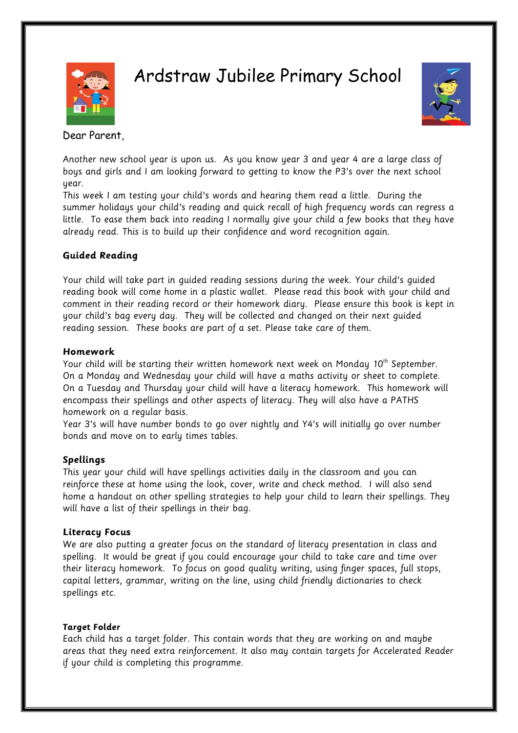# Ardstraw Jubilee Primary School

Dear Parent,

Another new school year is upon us. As you know year 3 and year 4 are a large class of boys and girls and I am looking forward to getting to know the P3's over the next school year.

This week I am testing your child's words and hearing them read a little. During the summer holidays your child's reading and quick recall of high frequency words can regress a little. To ease them back into reading I normally give your child a few books that they have already read. This is to build up their confidence and word recognition again.

**Guided Reading**

Your child will take part in guided reading sessions during the week. Your child's guided reading book will come home in a plastic wallet. Please read this book with your child and comment in their reading record or their homework diary. Please ensure this book is kept in your child's bag every day. They will be collected and changed on their next guided reading session. These books are part of a set. Please take care of them.

**Homework**

Your child will be starting their written homework next week on Monday 10th September. On a Monday and Wednesday your child will have a maths activity or sheet to complete. On a Tuesday and Thursday your child will have a literacy homework. This homework will encompass their spellings and other aspects of literacy. They will also have a PATHS homework on a regular basis.

Year 3's will have number bonds to go over nightly and Y4's will initially go over number bonds and move on to early times tables.

**Spellings**

This year your child will have spellings activities daily in the classroom and you can reinforce these at home using the look, cover, write and check method. I will also send home a handout on other spelling strategies to help your child to learn their spellings. They will have a list of their spellings in their bag.

**Literacy Focus**

We are also putting a greater focus on the standard of literacy presentation in class and spelling. It would be great if you could encourage your child to take care and time over their literacy homework. To focus on good quality writing, using finger spaces, full stops, capital letters, grammar, writing on the line, using child friendly dictionaries to check spellings etc.

**Target Folder**

Each child has a target folder. This contain words that they are working on and maybe areas that they need extra reinforcement. It also may contain targets for Accelerated Reader if your child is completing this programme.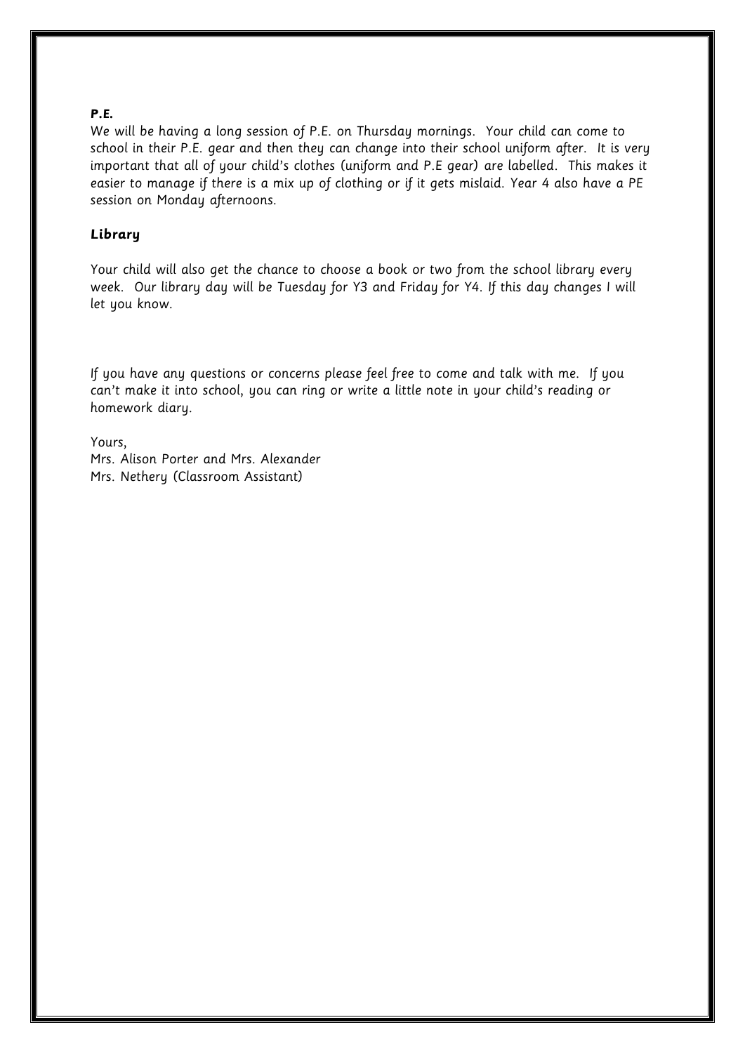**P.E.**

We will be having a long session of P.E. on Thursday mornings. Your child can come to school in their P.E. gear and then they can change into their school uniform after. It is very important that all of your child's clothes (uniform and P.E gear) are labelled. This makes it easier to manage if there is a mix up of clothing or if it gets mislaid. Year 4 also have a PE session on Monday afternoons.

**Library**

Your child will also get the chance to choose a book or two from the school library every week. Our library day will be Tuesday for Y3 and Friday for Y4. If this day changes I will let you know.

If you have any questions or concerns please feel free to come and talk with me. If you can't make it into school, you can ring or write a little note in your child's reading or homework diary.

Yours,
Mrs. Alison Porter and Mrs. Alexander
Mrs. Nethery (Classroom Assistant)